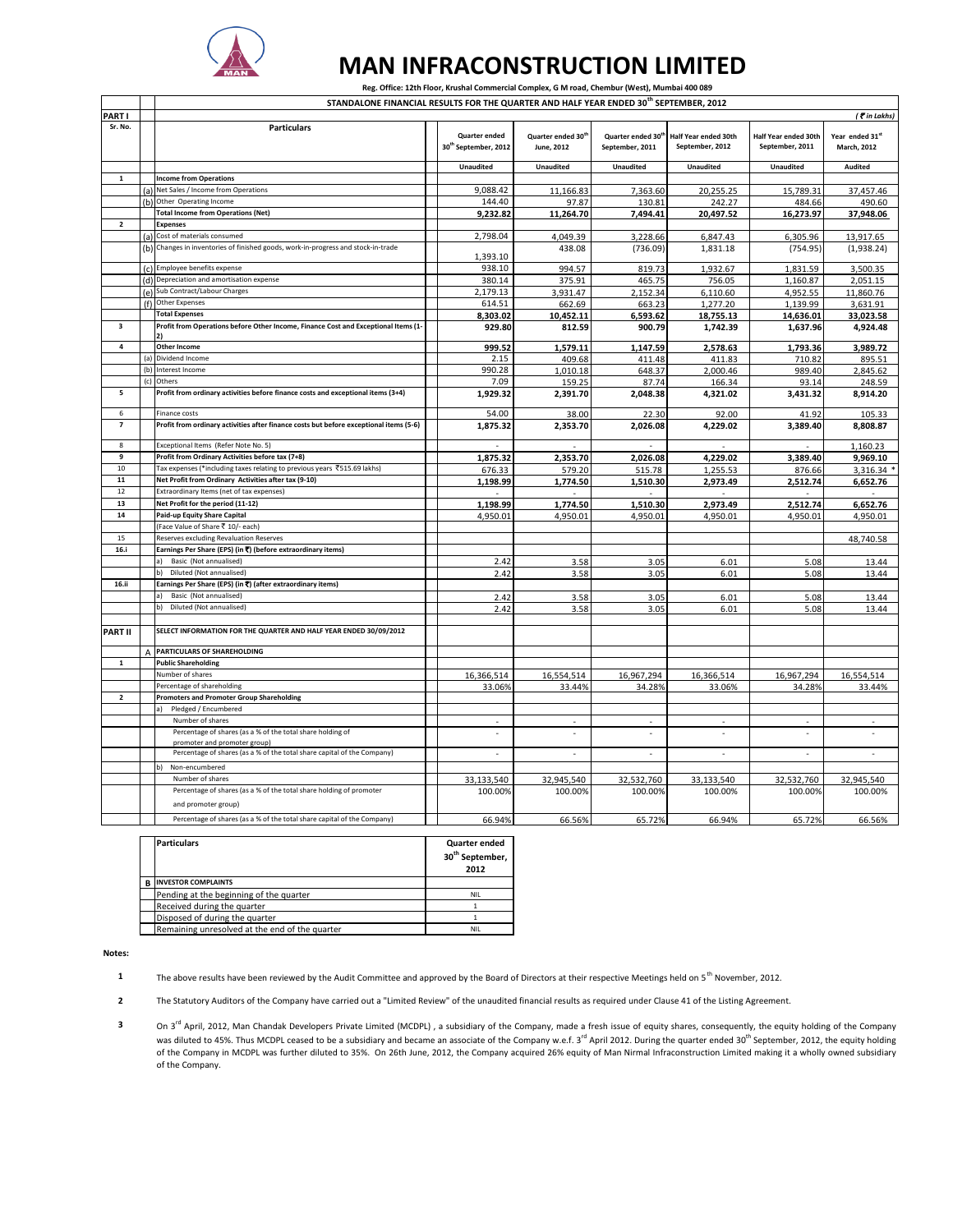# MAN INFRACONSTRUCTION LIMITED

**Reg. Office: 12th Floor, Krushal Commercial Complex, G M road, Chembur (West), Mumbai 400 089**

## STANDALONE FINANCIAL RESULTS FOR THE QUARTER AND HALF YEAR ENDED 30th SEPTEMBER, 2012

*(₹ in Lakhs)*

| Sr. No. | | Particulars | Quarter ended 30th September, 2012 | Quarter ended 30th June, 2012 | Quarter ended 30th September, 2011 | Half Year ended 30th September, 2012 | Half Year ended 30th September, 2011 | Year ended 31st March, 2012 |
|---|---|---|---|---|---|---|---|---|
| **PART I** | | | Unaudited | Unaudited | Unaudited | Unaudited | Unaudited | Audited |
| 1 | | **Income from Operations** | | | | | | |
| | (a) | Net Sales / Income from Operations | 9,088.42 | 11,166.83 | 7,363.60 | 20,255.25 | 15,789.31 | 37,457.46 |
| | (b) | Other Operating Income | 144.40 | 97.87 | 130.81 | 242.27 | 484.66 | 490.60 |
| | | **Total Income from Operations (Net)** | **9,232.82** | **11,264.70** | **7,494.41** | **20,497.52** | **16,273.97** | **37,948.06** |
| 2 | | **Expenses** | | | | | | |
| | (a) | Cost of materials consumed | 2,798.04 | 4,049.39 | 3,228.66 | 6,847.43 | 6,305.96 | 13,917.65 |
| | (b) | Changes in inventories of finished goods, work-in-progress and stock-in-trade | 1,393.10 | 438.08 | (736.09) | 1,831.18 | (754.95) | (1,938.24) |
| | (c) | Employee benefits expense | 938.10 | 994.57 | 819.73 | 1,932.67 | 1,831.59 | 3,500.35 |
| | (d) | Depreciation and amortisation expense | 380.14 | 375.91 | 465.75 | 756.05 | 1,160.87 | 2,051.15 |
| | (e) | Sub Contract/Labour Charges | 2,179.13 | 3,931.47 | 2,152.34 | 6,110.60 | 4,952.55 | 11,860.76 |
| | (f) | Other Expenses | 614.51 | 662.69 | 663.23 | 1,277.20 | 1,139.99 | 3,631.91 |
| | | **Total Expenses** | **8,303.02** | **10,452.11** | **6,593.62** | **18,755.13** | **14,636.01** | **33,023.58** |
| 3 | | **Profit from Operations before Other Income, Finance Cost and Exceptional Items (1-2)** | **929.80** | **812.59** | **900.79** | **1,742.39** | **1,637.96** | **4,924.48** |
| 4 | | **Other Income** | **999.52** | **1,579.11** | **1,147.59** | **2,578.63** | **1,793.36** | **3,989.72** |
| | (a) | Dividend Income | 2.15 | 409.68 | 411.48 | 411.83 | 710.82 | 895.51 |
| | (b) | Interest Income | 990.28 | 1,010.18 | 648.37 | 2,000.46 | 989.40 | 2,845.62 |
| | (c) | Others | 7.09 | 159.25 | 87.74 | 166.34 | 93.14 | 248.59 |
| 5 | | **Profit from ordinary activities before finance costs and exceptional items (3+4)** | **1,929.32** | **2,391.70** | **2,048.38** | **4,321.02** | **3,431.32** | **8,914.20** |
| 6 | | Finance costs | 54.00 | 38.00 | 22.30 | 92.00 | 41.92 | 105.33 |
| 7 | | **Profit from ordinary activities after finance costs but before exceptional items (5-6)** | **1,875.32** | **2,353.70** | **2,026.08** | **4,229.02** | **3,389.40** | **8,808.87** |
| 8 | | Exceptional Items (Refer Note No. 5) | - | - | - | - | - | 1,160.23 |
| 9 | | **Profit from Ordinary Activities before tax (7+8)** | **1,875.32** | **2,353.70** | **2,026.08** | **4,229.02** | **3,389.40** | **9,969.10** |
| 10 | | Tax expenses (*including taxes relating to previous years ₹515.69 lakhs) | 676.33 | 579.20 | 515.78 | 1,255.53 | 876.66 | 3,316.34 * |
| 11 | | **Net Profit from Ordinary Activities after tax (9-10)** | **1,198.99** | **1,774.50** | **1,510.30** | **2,973.49** | **2,512.74** | **6,652.76** |
| 12 | | Extraordinary Items (net of tax expenses) | - | - | - | - | - | - |
| 13 | | **Net Profit for the period (11-12)** | **1,198.99** | **1,774.50** | **1,510.30** | **2,973.49** | **2,512.74** | **6,652.76** |
| 14 | | **Paid-up Equity Share Capital** | 4,950.01 | 4,950.01 | 4,950.01 | 4,950.01 | 4,950.01 | 4,950.01 |
| | | (Face Value of Share ₹ 10/- each) | | | | | | |
| 15 | | Reserves excluding Revaluation Reserves | | | | | | 48,740.58 |
| 16.i | | **Earnings Per Share (EPS) (in ₹) (before extraordinary items)** | | | | | | |
| | | a) Basic (Not annualised) | 2.42 | 3.58 | 3.05 | 6.01 | 5.08 | 13.44 |
| | | b) Diluted (Not annualised) | 2.42 | 3.58 | 3.05 | 6.01 | 5.08 | 13.44 |
| 16.ii | | **Earnings Per Share (EPS) (in ₹) (after extraordinary items)** | | | | | | |
| | | a) Basic (Not annualised) | 2.42 | 3.58 | 3.05 | 6.01 | 5.08 | 13.44 |
| | | b) Diluted (Not annualised) | 2.42 | 3.58 | 3.05 | 6.01 | 5.08 | 13.44 |
| **PART II** | | **SELECT INFORMATION FOR THE QUARTER AND HALF YEAR ENDED 30/09/2012** | | | | | | |
| | A | **PARTICULARS OF SHAREHOLDING** | | | | | | |
| 1 | | **Public Shareholding** | | | | | | |
| | | Number of shares | 16,366,514 | 16,554,514 | 16,967,294 | 16,366,514 | 16,967,294 | 16,554,514 |
| | | Percentage of shareholding | 33.06% | 33.44% | 34.28% | 33.06% | 34.28% | 33.44% |
| 2 | | **Promoters and Promoter Group Shareholding** | | | | | | |
| | | a) Pledged / Encumbered | | | | | | |
| | | Number of shares | - | - | - | - | - | - |
| | | Percentage of shares (as a % of the total share holding of promoter and promoter group) | - | - | - | - | - | - |
| | | Percentage of shares (as a % of the total share capital of the Company) | - | - | - | - | - | - |
| | | b) Non-encumbered | | | | | | |
| | | Number of shares | 33,133,540 | 32,945,540 | 32,532,760 | 33,133,540 | 32,532,760 | 32,945,540 |
| | | Percentage of shares (as a % of the total share holding of promoter and promoter group) | 100.00% | 100.00% | 100.00% | 100.00% | 100.00% | 100.00% |
| | | Percentage of shares (as a % of the total share capital of the Company) | 66.94% | 66.56% | 65.72% | 66.94% | 65.72% | 66.56% |

| | Particulars | Quarter ended 30th September, 2012 |
|---|---|---|
| **B** | **INVESTOR COMPLAINTS** | |
| | Pending at the beginning of the quarter | NIL |
| | Received during the quarter | 1 |
| | Disposed of during the quarter | 1 |
| | Remaining unresolved at the end of the quarter | NIL |

**Notes:**

1. The above results have been reviewed by the Audit Committee and approved by the Board of Directors at their respective Meetings held on 5th November, 2012.

2. The Statutory Auditors of the Company have carried out a "Limited Review" of the unaudited financial results as required under Clause 41 of the Listing Agreement.

3. On 3rd April, 2012, Man Chandak Developers Private Limited (MCDPL) , a subsidiary of the Company, made a fresh issue of equity shares, consequently, the equity holding of the Company was diluted to 45%. Thus MCDPL ceased to be a subsidiary and became an associate of the Company w.e.f. 3rd April 2012. During the quarter ended 30th September, 2012, the equity holding of the Company in MCDPL was further diluted to 35%. On 26th June, 2012, the Company acquired 26% equity of Man Nirmal Infraconstruction Limited making it a wholly owned subsidiary of the Company.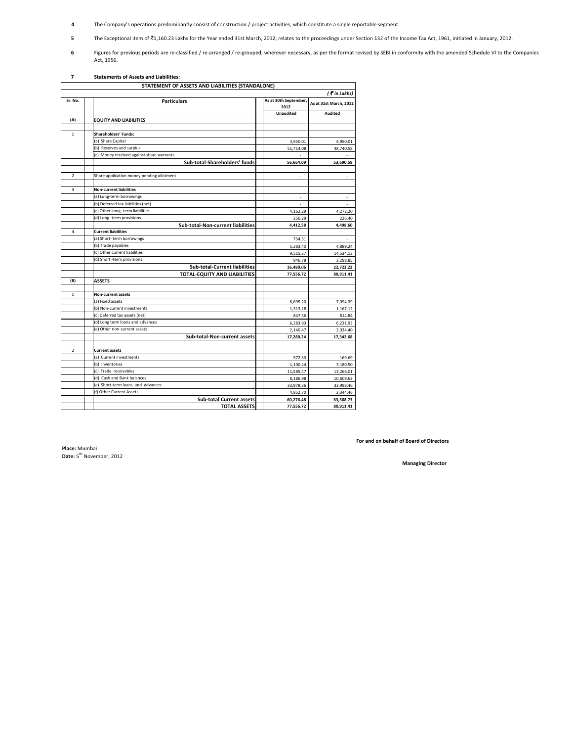4 The Company's operations predominantly consist of construction / project activities, which constitute a single reportable segment.

5 The Exceptional item of ₹1,160.23 Lakhs for the Year ended 31st March, 2012, relates to the proceedings under Section 132 of the Income Tax Act, 1961, initiated in January, 2012.

6 Figures for previous periods are re-classified / re-arranged / re-grouped, wherever necessary, as per the format revised by SEBI in conformity with the amended Schedule VI to the Companies Act, 1956.

7 **Statements of Assets and Liabilities:**

**STATEMENT OF ASSETS AND LIABILITIES (STANDALONE)**

*(₹ in Lakhs)*

| Sr. No. | Particulars | As at 30th September, 2012 | As at 31st March, 2012 |
|---|---|---|---|
| | | **Unaudited** | **Audited** |
| **(A)** | **EQUITY AND LIABILITIES** | | |
| 1 | **Shareholders' Funds:** | | |
| | (a) Share Capital | 4,950.01 | 4,950.01 |
| | (b) Reserves and surplus | 51,714.08 | 48,740.58 |
| | (c) Money received against share warrants | - | - |
| | **Sub-total-Shareholders' funds** | **56,664.09** | **53,690.59** |
| 2 | Share application money pending allotment | - | - |
| 3 | **Non-current liabilities** | | |
| | (a) Long-term borrowings | - | - |
| | (b) Deferred tax liabilities (net) | - | - |
| | (c) Other Long -term liabilities | 4,162.29 | 4,272.20 |
| | (d) Long -term provisions | 250.29 | 226.40 |
| | **Sub-total-Non-current liabilities** | **4,412.58** | **4,498.60** |
| 4 | **Current liabilities** | | |
| | (a) Short- term borrowings | 734.51 | - |
| | (b) Trade payables | 5,283.40 | 4,889.24 |
| | (c) Other current liabilities | 9,515.37 | 14,534.13 |
| | (d) Short -term provisions | 946.78 | 3,298.85 |
| | **Sub-total-Current liabilities** | **16,480.06** | **22,722.22** |
| | **TOTAL-EQUITY AND LIABILITIES** | **77,556.72** | **80,911.41** |
| **(B)** | **ASSETS** | | |
| 1 | **Non-current assets** | | |
| | (a) Fixed assets | 6,695.20 | 7,094.39 |
| | (b) Non-current investments | 1,313.28 | 1,167.12 |
| | (c) Deferred tax assets (net) | 847.36 | 814.84 |
| | (d) Long term loans and advances | 6,283.93 | 6,231.93 |
| | (e) Other non-current assets | 2,140.47 | 2,034.40 |
| | **Sub-total-Non-current assets** | **17,280.24** | **17,342.68** |
| 2 | **Current assets** | | |
| | (a) Current investments | 572.53 | 169.69 |
| | (b) Inventories | 1,100.44 | 3,180.50 |
| | (c) Trade receivables | 11,585.47 | 13,266.01 |
| | (d) Cash and Bank balances | 8,186.98 | 10,609.62 |
| | (e) Short-term loans and advances | 33,978.36 | 33,998.46 |
| | (f) Other Current Assets | 4,852.70 | 2,344.46 |
| | **Sub-total Current assets** | **60,276.48** | **63,568.73** |
| | **TOTAL ASSETS** | **77,556.72** | **80,911.41** |

**For and on behalf of Board of Directors**

**Place:** Mumbai
**Date:** 5th November, 2012

**Managing Director**